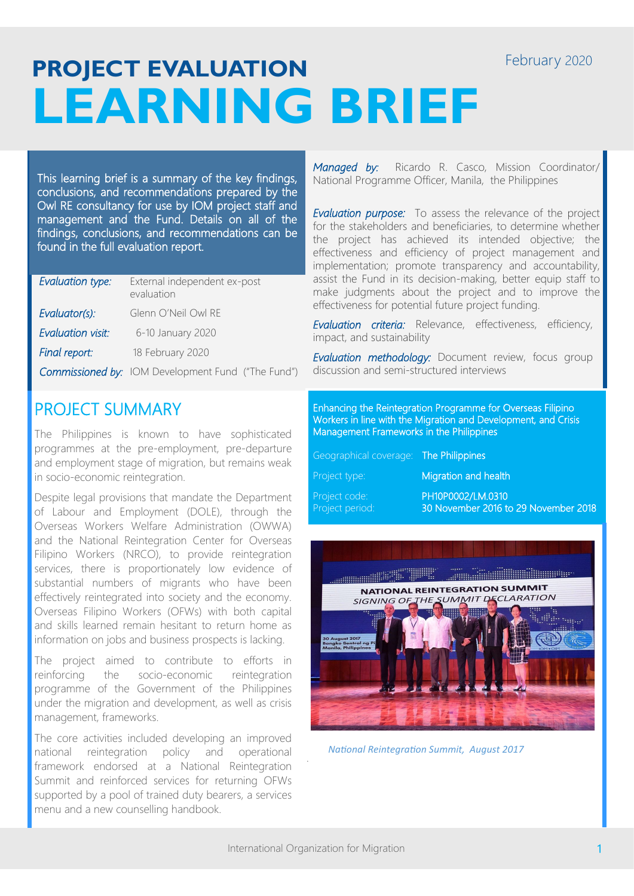February 2020

# PROJECT EVALUATION LEARNING BRIEF

This learning brief is a summary of the key findings, conclusions, and recommendations prepared by the Owl RE consultancy for use by IOM project staff and management and the Fund. Details on all of the findings, conclusions, and recommendations can be found in the full evaluation report.

| | |
|---|---|
| *Evaluation type:* | External independent ex-post evaluation |
| *Evaluator(s):* | Glenn O'Neil Owl RE |
| *Evaluation visit:* | 6-10 January 2020 |
| *Final report:* | 18 February 2020 |
| *Commissioned by:* | IOM Development Fund ("The Fund") |

*Managed by:* Ricardo R. Casco, Mission Coordinator/ National Programme Officer, Manila, the Philippines

*Evaluation purpose:* To assess the relevance of the project for the stakeholders and beneficiaries, to determine whether the project has achieved its intended objective; the effectiveness and efficiency of project management and implementation; promote transparency and accountability, assist the Fund in its decision-making, better equip staff to make judgments about the project and to improve the effectiveness for potential future project funding.

*Evaluation criteria:* Relevance, effectiveness, efficiency, impact, and sustainability

*Evaluation methodology:* Document review, focus group discussion and semi-structured interviews

## PROJECT SUMMARY

The Philippines is known to have sophisticated programmes at the pre-employment, pre-departure and employment stage of migration, but remains weak in socio-economic reintegration.

Despite legal provisions that mandate the Department of Labour and Employment (DOLE), through the Overseas Workers Welfare Administration (OWWA) and the National Reintegration Center for Overseas Filipino Workers (NRCO), to provide reintegration services, there is proportionately low evidence of substantial numbers of migrants who have been effectively reintegrated into society and the economy. Overseas Filipino Workers (OFWs) with both capital and skills learned remain hesitant to return home as information on jobs and business prospects is lacking.

The project aimed to contribute to efforts in reinforcing the socio-economic reintegration programme of the Government of the Philippines under the migration and development, as well as crisis management, frameworks.

The core activities included developing an improved national reintegration policy and operational framework endorsed at a National Reintegration Summit and reinforced services for returning OFWs supported by a pool of trained duty bearers, a services menu and a new counselling handbook.

Enhancing the Reintegration Programme for Overseas Filipino Workers in line with the Migration and Development, and Crisis Management Frameworks in the Philippines

| | |
|---|---|
| Geographical coverage: | The Philippines |
| Project type: | Migration and health |
| Project code: | PH10P0002/LM.0310 |
| Project period: | 30 November 2016 to 29 November 2018 |

*National Reintegration Summit, August 2017*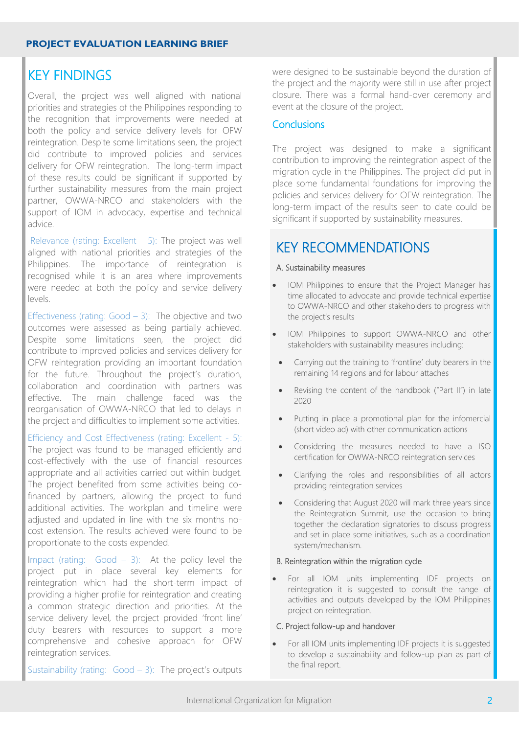## KEY FINDINGS

Overall, the project was well aligned with national priorities and strategies of the Philippines responding to the recognition that improvements were needed at both the policy and service delivery levels for OFW reintegration. Despite some limitations seen, the project did contribute to improved policies and services delivery for OFW reintegration. The long-term impact of these results could be significant if supported by further sustainability measures from the main project partner, OWWA-NRCO and stakeholders with the support of IOM in advocacy, expertise and technical advice.

Relevance (rating: Excellent - 5): The project was well aligned with national priorities and strategies of the Philippines. The importance of reintegration is recognised while it is an area where improvements were needed at both the policy and service delivery levels.

Effectiveness (rating: Good – 3): The objective and two outcomes were assessed as being partially achieved. Despite some limitations seen, the project did contribute to improved policies and services delivery for OFW reintegration providing an important foundation for the future. Throughout the project's duration, collaboration and coordination with partners was effective. The main challenge faced was the reorganisation of OWWA-NRCO that led to delays in the project and difficulties to implement some activities.

Efficiency and Cost Effectiveness (rating: Excellent - 5): The project was found to be managed efficiently and cost-effectively with the use of financial resources appropriate and all activities carried out within budget. The project benefited from some activities being co-financed by partners, allowing the project to fund additional activities. The workplan and timeline were adjusted and updated in line with the six months no-cost extension. The results achieved were found to be proportionate to the costs expended.

Impact (rating: Good – 3): At the policy level the project put in place several key elements for reintegration which had the short-term impact of providing a higher profile for reintegration and creating a common strategic direction and priorities. At the service delivery level, the project provided 'front line' duty bearers with resources to support a more comprehensive and cohesive approach for OFW reintegration services.

Sustainability (rating: Good – 3): The project's outputs were designed to be sustainable beyond the duration of the project and the majority were still in use after project closure. There was a formal hand-over ceremony and event at the closure of the project.

### Conclusions

The project was designed to make a significant contribution to improving the reintegration aspect of the migration cycle in the Philippines. The project did put in place some fundamental foundations for improving the policies and services delivery for OFW reintegration. The long-term impact of the results seen to date could be significant if supported by sustainability measures.

## KEY RECOMMENDATIONS

A. Sustainability measures

- IOM Philippines to ensure that the Project Manager has time allocated to advocate and provide technical expertise to OWWA-NRCO and other stakeholders to progress with the project's results
- IOM Philippines to support OWWA-NRCO and other stakeholders with sustainability measures including:
  - Carrying out the training to 'frontline' duty bearers in the remaining 14 regions and for labour attaches
  - Revising the content of the handbook ("Part II") in late 2020
  - Putting in place a promotional plan for the infomercial (short video ad) with other communication actions
  - Considering the measures needed to have a ISO certification for OWWA-NRCO reintegration services
  - Clarifying the roles and responsibilities of all actors providing reintegration services
  - Considering that August 2020 will mark three years since the Reintegration Summit, use the occasion to bring together the declaration signatories to discuss progress and set in place some initiatives, such as a coordination system/mechanism.

B. Reintegration within the migration cycle

- For all IOM units implementing IDF projects on reintegration it is suggested to consult the range of activities and outputs developed by the IOM Philippines project on reintegration.

C. Project follow-up and handover

- For all IOM units implementing IDF projects it is suggested to develop a sustainability and follow-up plan as part of the final report.